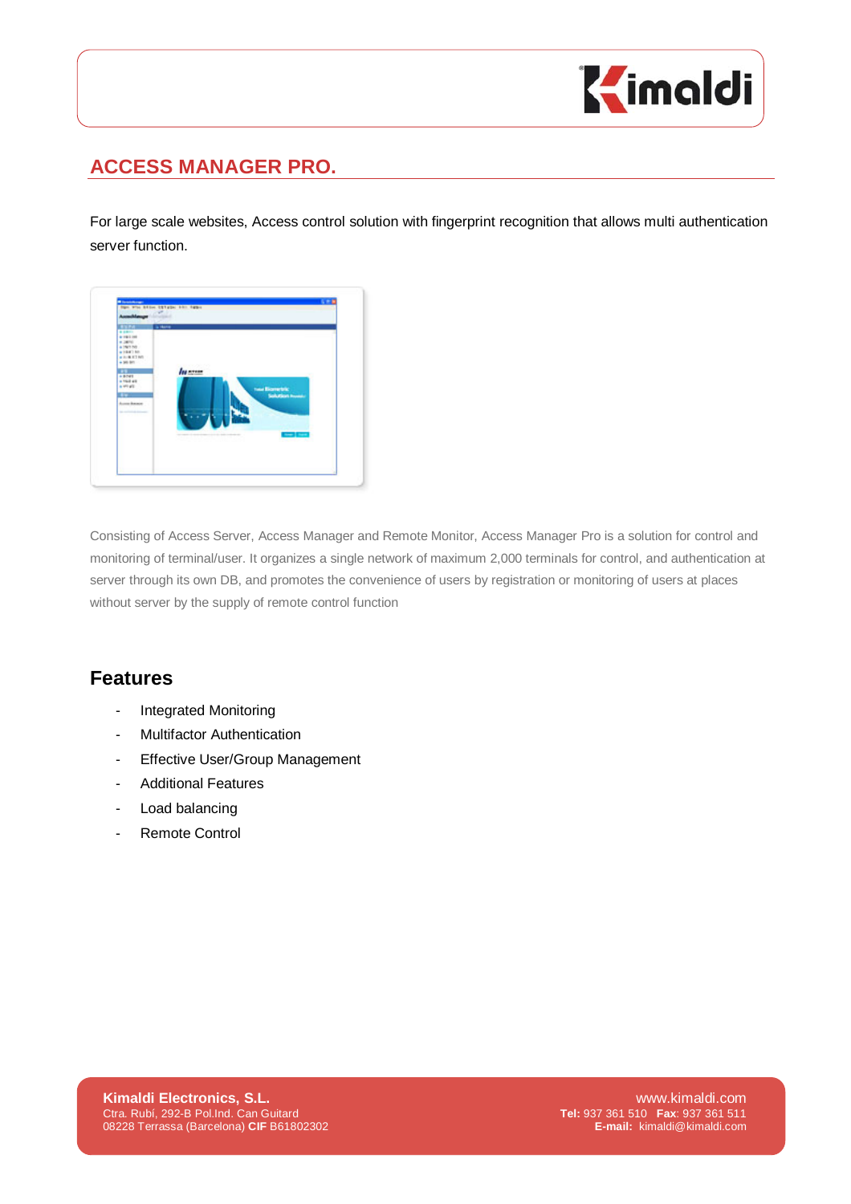## ACCESS MANAGER PRO.

For large scale websites, Access control solution with fingerprint recognition that allows multi authentication server function.

Consisting of Access Server, Access Manager and Remote Monitor, Access Manager Pro is a solution for control and monitoring of terminal/user. It organizes a single network of maximum 2,000 terminals for control, and authentication at server through its own DB, and promotes the convenience of users by registration or monitoring of users at places without server by the supply of remote control function

### Features

- Integrated Monitoring
- Multifactor Authentication
- Effective User/Group Management
- Additional Features
- Load balancing
- Remote Control

**Kimaldi Electronics, S.L.**
Ctra. Rubí, 292-B Pol.Ind. Can Guitard
08228 Terrassa (Barcelona) **CIF** B61802302

www.kimaldi.com
**Tel:** 937 361 510 **Fax**: 937 361 511
**E-mail:** kimaldi@kimaldi.com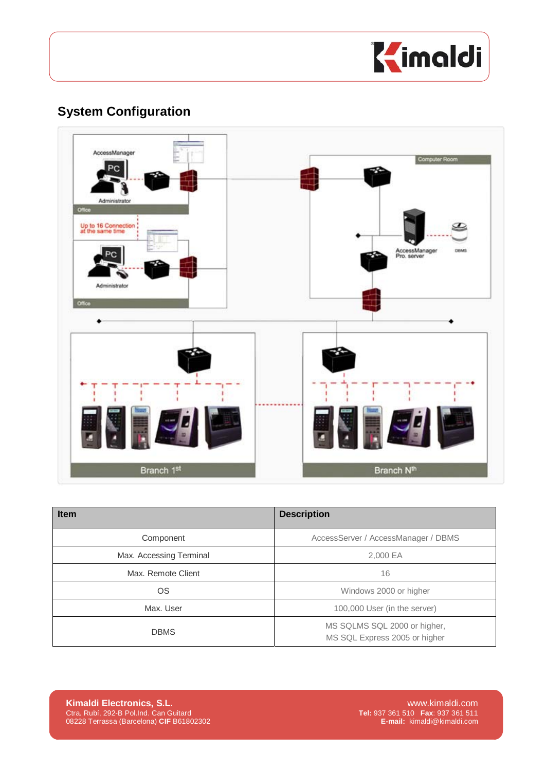## System Configuration

| Item | Description |
|---|---|
| Component | AccessServer / AccessManager / DBMS |
| Max. Accessing Terminal | 2,000 EA |
| Max. Remote Client | 16 |
| OS | Windows 2000 or higher |
| Max. User | 100,000 User (in the server) |
| DBMS | MS SQLMS SQL 2000 or higher,<br>MS SQL Express 2005 or higher |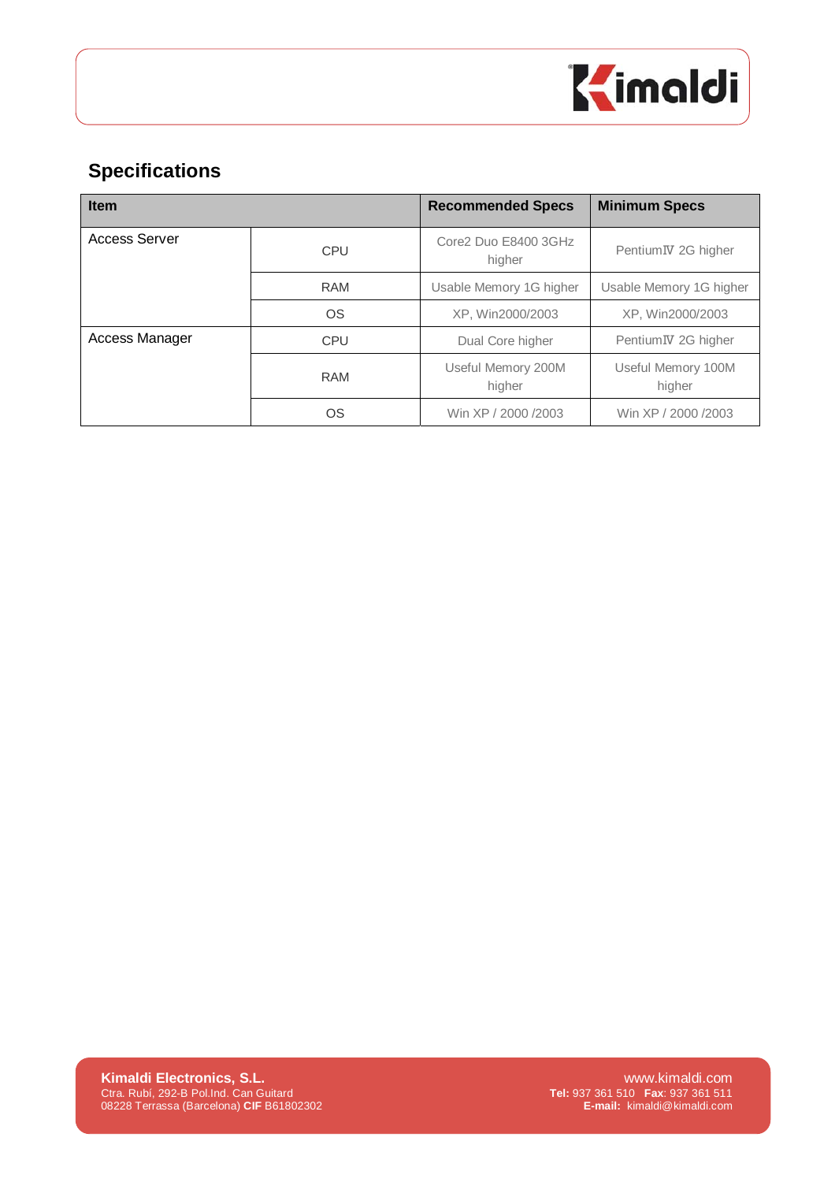## Specifications

| Item | | Recommended Specs | Minimum Specs |
|---|---|---|---|
| Access Server | CPU | Core2 Duo E8400 3GHz higher | PentiumⅣ 2G higher |
| | RAM | Usable Memory 1G higher | Usable Memory 1G higher |
| | OS | XP, Win2000/2003 | XP, Win2000/2003 |
| Access Manager | CPU | Dual Core higher | PentiumⅣ 2G higher |
| | RAM | Useful Memory 200M higher | Useful Memory 100M higher |
| | OS | Win XP / 2000 /2003 | Win XP / 2000 /2003 |